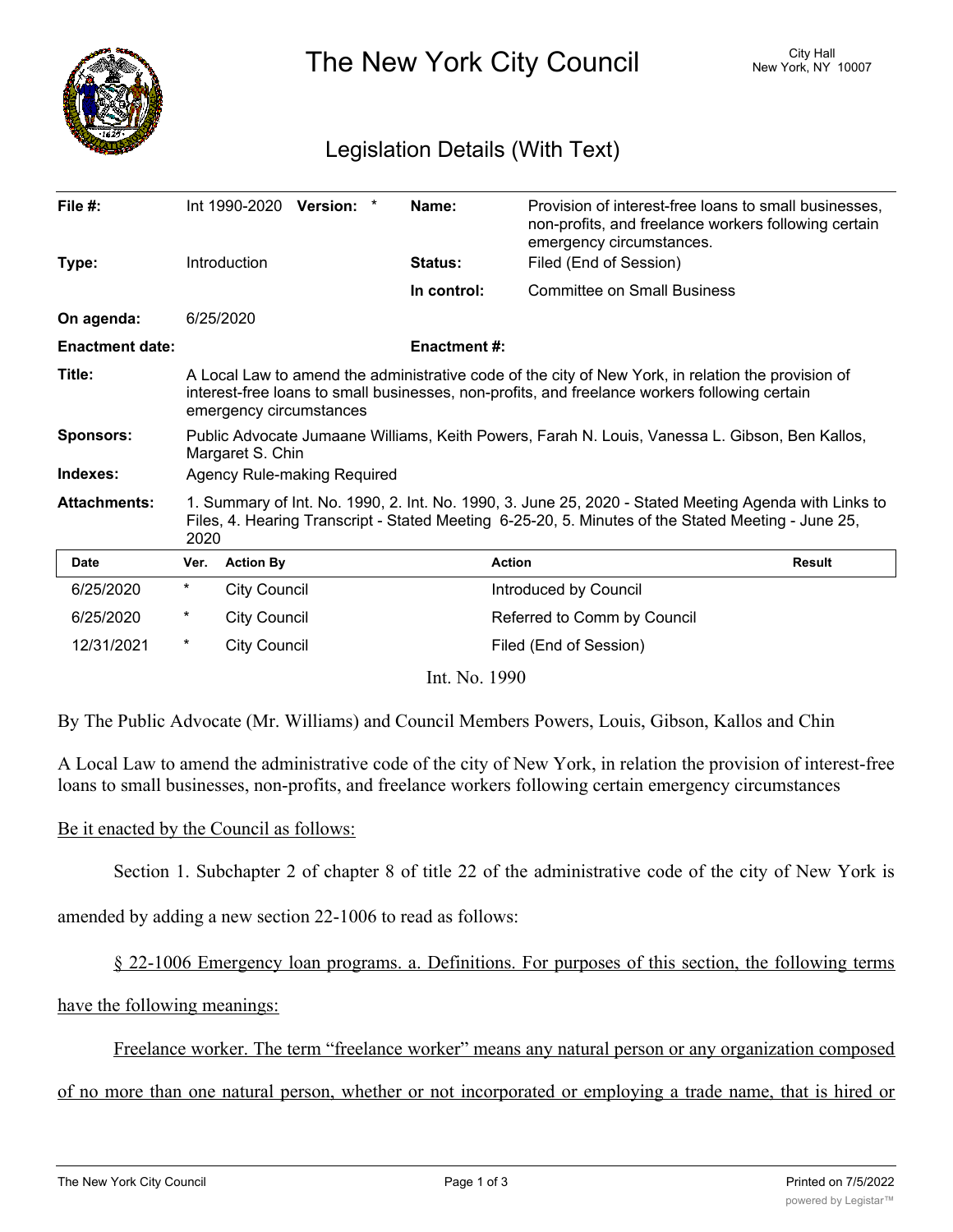# The New York City Council

City Hall
New York, NY 10007

## Legislation Details (With Text)

| | | | |
|---|---|---|---|
| **File #:** | Int 1990-2020 **Version:** * | **Name:** | Provision of interest-free loans to small businesses, non-profits, and freelance workers following certain emergency circumstances. |
| **Type:** | Introduction | **Status:** | Filed (End of Session) |
| | | **In control:** | Committee on Small Business |
| **On agenda:** | 6/25/2020 | | |
| **Enactment date:** | | **Enactment #:** | |

**Title:** A Local Law to amend the administrative code of the city of New York, in relation the provision of interest-free loans to small businesses, non-profits, and freelance workers following certain emergency circumstances

**Sponsors:** Public Advocate Jumaane Williams, Keith Powers, Farah N. Louis, Vanessa L. Gibson, Ben Kallos, Margaret S. Chin

**Indexes:** Agency Rule-making Required

**Attachments:** 1. Summary of Int. No. 1990, 2. Int. No. 1990, 3. June 25, 2020 - Stated Meeting Agenda with Links to Files, 4. Hearing Transcript - Stated Meeting 6-25-20, 5. Minutes of the Stated Meeting - June 25, 2020

| Date | Ver. | Action By | Action | Result |
|---|---|---|---|---|
| 6/25/2020 | * | City Council | Introduced by Council | |
| 6/25/2020 | * | City Council | Referred to Comm by Council | |
| 12/31/2021 | * | City Council | Filed (End of Session) | |

Int. No. 1990

By The Public Advocate (Mr. Williams) and Council Members Powers, Louis, Gibson, Kallos and Chin

A Local Law to amend the administrative code of the city of New York, in relation the provision of interest-free loans to small businesses, non-profits, and freelance workers following certain emergency circumstances

Be it enacted by the Council as follows:

Section 1. Subchapter 2 of chapter 8 of title 22 of the administrative code of the city of New York is amended by adding a new section 22-1006 to read as follows:

§ 22-1006 Emergency loan programs. a. Definitions. For purposes of this section, the following terms have the following meanings:

Freelance worker. The term "freelance worker" means any natural person or any organization composed of no more than one natural person, whether or not incorporated or employing a trade name, that is hired or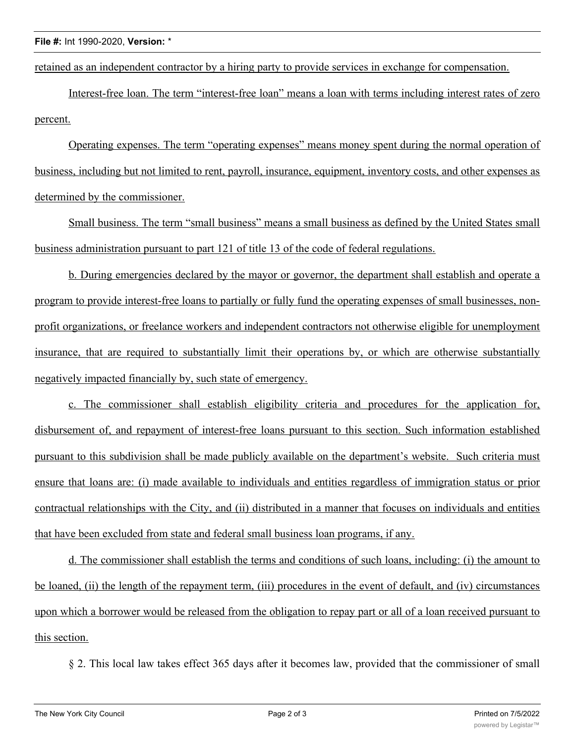retained as an independent contractor by a hiring party to provide services in exchange for compensation.

Interest-free loan. The term "interest-free loan" means a loan with terms including interest rates of zero percent.

Operating expenses. The term "operating expenses" means money spent during the normal operation of business, including but not limited to rent, payroll, insurance, equipment, inventory costs, and other expenses as determined by the commissioner.

Small business. The term "small business" means a small business as defined by the United States small business administration pursuant to part 121 of title 13 of the code of federal regulations.

b. During emergencies declared by the mayor or governor, the department shall establish and operate a program to provide interest-free loans to partially or fully fund the operating expenses of small businesses, non-profit organizations, or freelance workers and independent contractors not otherwise eligible for unemployment insurance, that are required to substantially limit their operations by, or which are otherwise substantially negatively impacted financially by, such state of emergency.

c. The commissioner shall establish eligibility criteria and procedures for the application for, disbursement of, and repayment of interest-free loans pursuant to this section. Such information established pursuant to this subdivision shall be made publicly available on the department's website. Such criteria must ensure that loans are: (i) made available to individuals and entities regardless of immigration status or prior contractual relationships with the City, and (ii) distributed in a manner that focuses on individuals and entities that have been excluded from state and federal small business loan programs, if any.

d. The commissioner shall establish the terms and conditions of such loans, including: (i) the amount to be loaned, (ii) the length of the repayment term, (iii) procedures in the event of default, and (iv) circumstances upon which a borrower would be released from the obligation to repay part or all of a loan received pursuant to this section.

§ 2. This local law takes effect 365 days after it becomes law, provided that the commissioner of small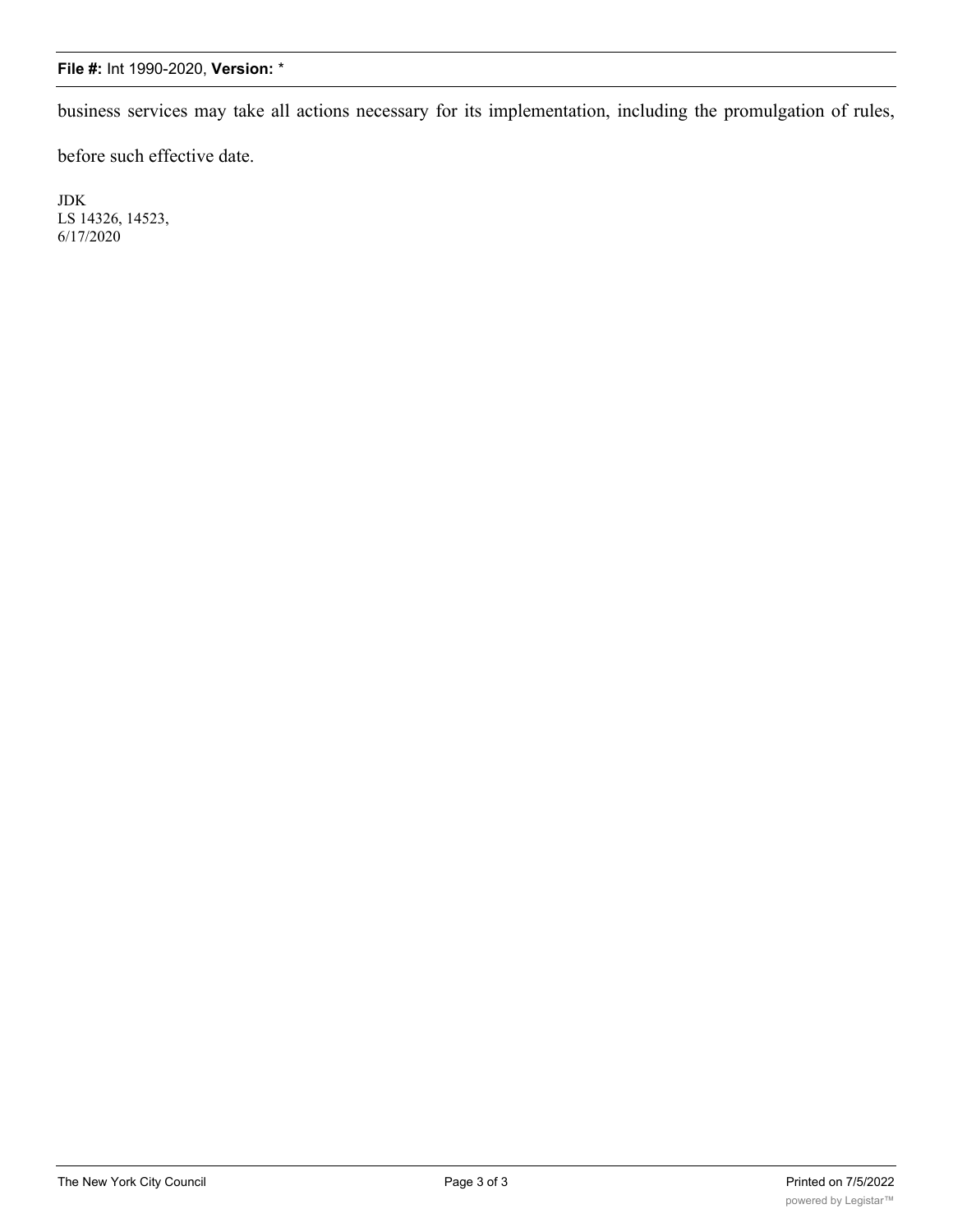business services may take all actions necessary for its implementation, including the promulgation of rules, before such effective date.

JDK
LS 14326, 14523,
6/17/2020